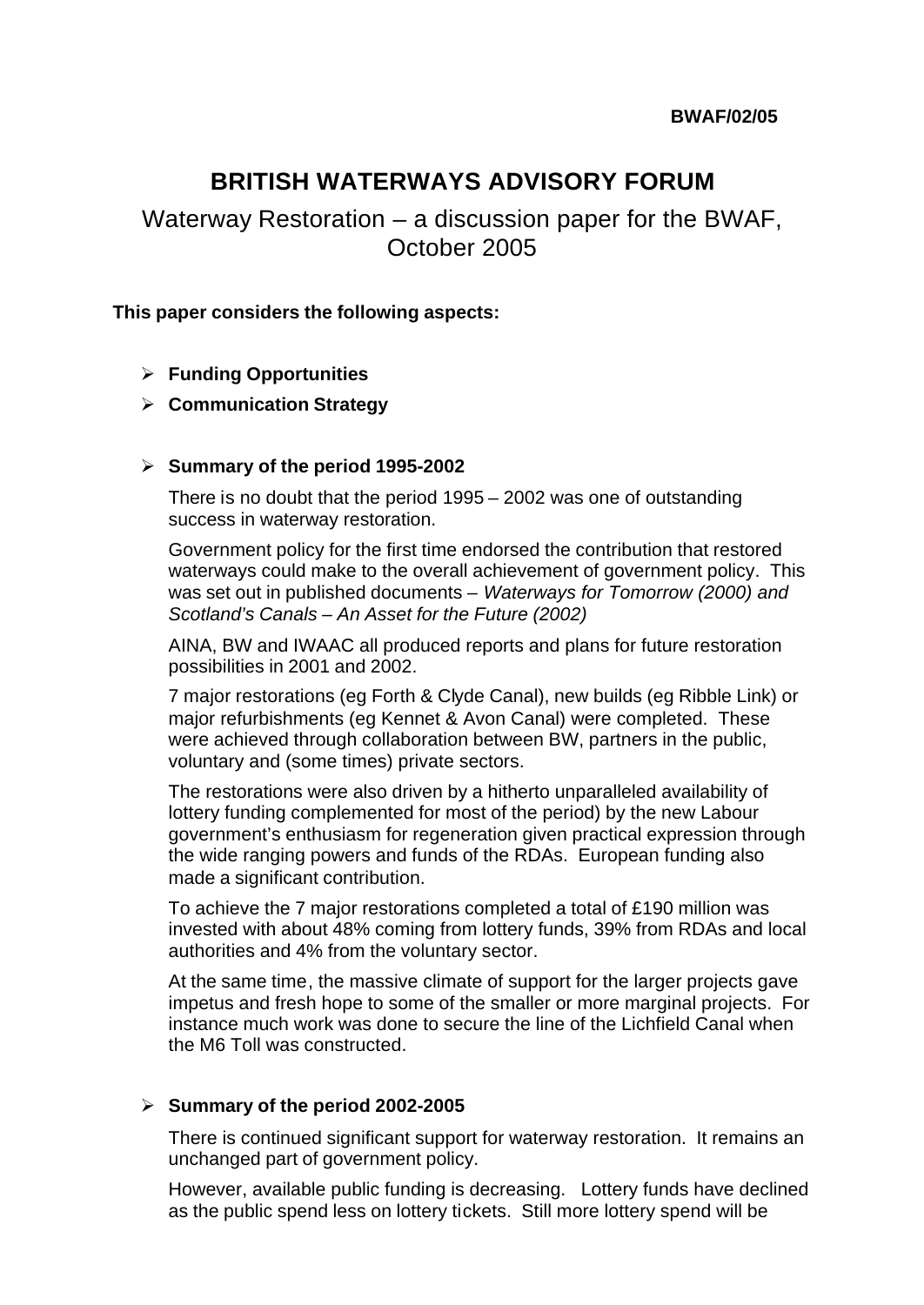**BWAF/02/05**

# BRITISH WATERWAYS ADVISORY FORUM

## Waterway Restoration – a discussion paper for the BWAF, October 2005

**This paper considers the following aspects:**

- **Funding Opportunities**
- **Communication Strategy**

- **Summary of the period 1995-2002**

  There is no doubt that the period 1995 – 2002 was one of outstanding success in waterway restoration.

  Government policy for the first time endorsed the contribution that restored waterways could make to the overall achievement of government policy. This was set out in published documents – *Waterways for Tomorrow (2000) and Scotland's Canals – An Asset for the Future (2002)*

  AINA, BW and IWAAC all produced reports and plans for future restoration possibilities in 2001 and 2002.

  7 major restorations (eg Forth & Clyde Canal), new builds (eg Ribble Link) or major refurbishments (eg Kennet & Avon Canal) were completed. These were achieved through collaboration between BW, partners in the public, voluntary and (some times) private sectors.

  The restorations were also driven by a hitherto unparalleled availability of lottery funding complemented for most of the period) by the new Labour government's enthusiasm for regeneration given practical expression through the wide ranging powers and funds of the RDAs. European funding also made a significant contribution.

  To achieve the 7 major restorations completed a total of £190 million was invested with about 48% coming from lottery funds, 39% from RDAs and local authorities and 4% from the voluntary sector.

  At the same time, the massive climate of support for the larger projects gave impetus and fresh hope to some of the smaller or more marginal projects. For instance much work was done to secure the line of the Lichfield Canal when the M6 Toll was constructed.

- **Summary of the period 2002-2005**

  There is continued significant support for waterway restoration. It remains an unchanged part of government policy.

  However, available public funding is decreasing. Lottery funds have declined as the public spend less on lottery tickets. Still more lottery spend will be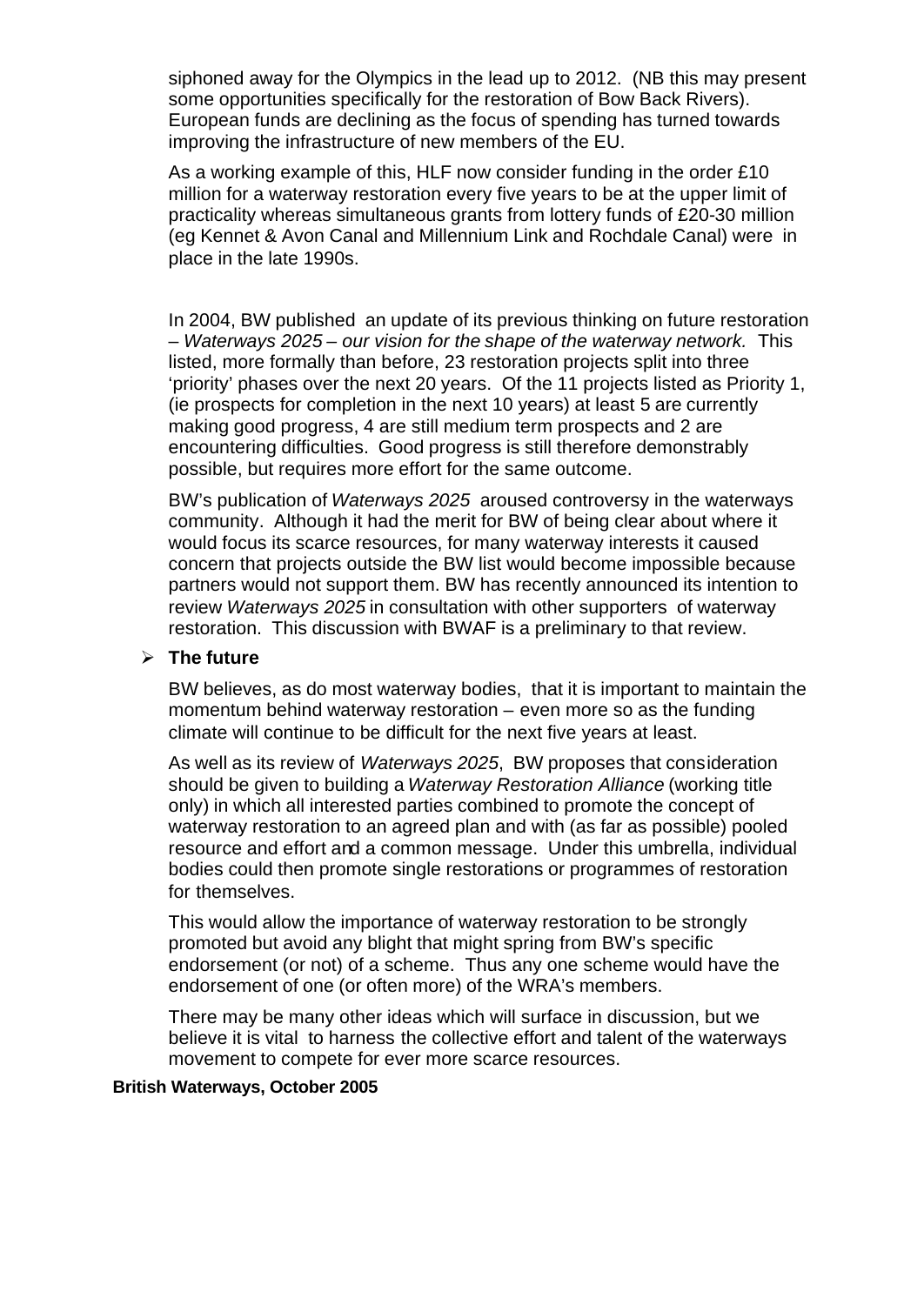siphoned away for the Olympics in the lead up to 2012. (NB this may present some opportunities specifically for the restoration of Bow Back Rivers). European funds are declining as the focus of spending has turned towards improving the infrastructure of new members of the EU.

As a working example of this, HLF now consider funding in the order £10 million for a waterway restoration every five years to be at the upper limit of practicality whereas simultaneous grants from lottery funds of £20-30 million (eg Kennet & Avon Canal and Millennium Link and Rochdale Canal) were in place in the late 1990s.

In 2004, BW published an update of its previous thinking on future restoration – *Waterways 2025 – our vision for the shape of the waterway network.* This listed, more formally than before, 23 restoration projects split into three 'priority' phases over the next 20 years. Of the 11 projects listed as Priority 1, (ie prospects for completion in the next 10 years) at least 5 are currently making good progress, 4 are still medium term prospects and 2 are encountering difficulties. Good progress is still therefore demonstrably possible, but requires more effort for the same outcome.

BW's publication of *Waterways 2025* aroused controversy in the waterways community. Although it had the merit for BW of being clear about where it would focus its scarce resources, for many waterway interests it caused concern that projects outside the BW list would become impossible because partners would not support them. BW has recently announced its intention to review *Waterways 2025* in consultation with other supporters of waterway restoration. This discussion with BWAF is a preliminary to that review.

- **The future**

BW believes, as do most waterway bodies, that it is important to maintain the momentum behind waterway restoration – even more so as the funding climate will continue to be difficult for the next five years at least.

As well as its review of *Waterways 2025*, BW proposes that consideration should be given to building a *Waterway Restoration Alliance* (working title only) in which all interested parties combined to promote the concept of waterway restoration to an agreed plan and with (as far as possible) pooled resource and effort and a common message. Under this umbrella, individual bodies could then promote single restorations or programmes of restoration for themselves.

This would allow the importance of waterway restoration to be strongly promoted but avoid any blight that might spring from BW's specific endorsement (or not) of a scheme. Thus any one scheme would have the endorsement of one (or often more) of the WRA's members.

There may be many other ideas which will surface in discussion, but we believe it is vital to harness the collective effort and talent of the waterways movement to compete for ever more scarce resources.

**British Waterways, October 2005**